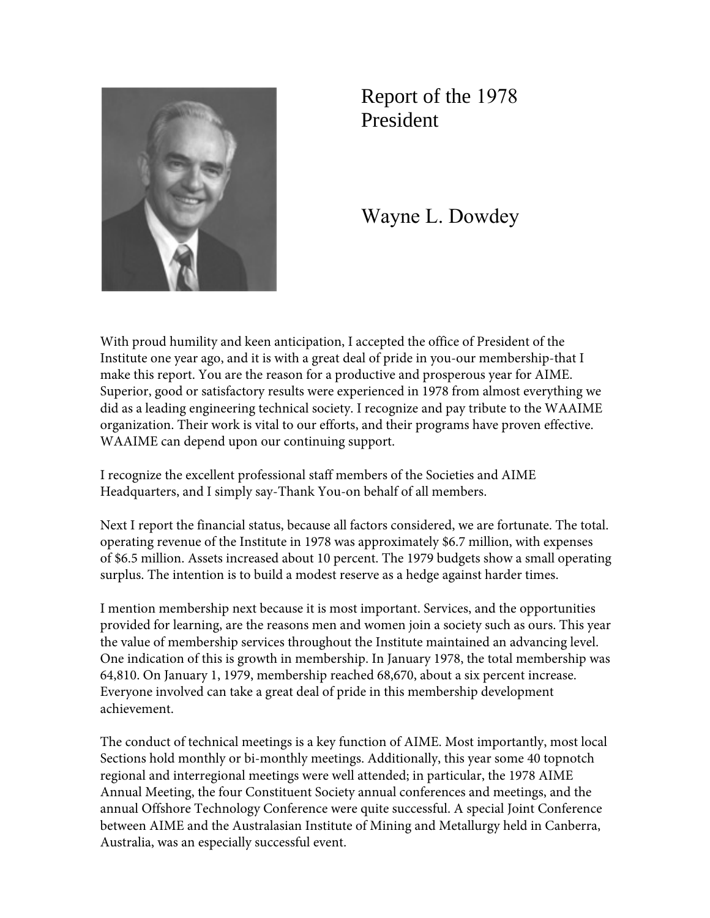# Report of the 1978 President

## Wayne L. Dowdey

With proud humility and keen anticipation, I accepted the office of President of the Institute one year ago, and it is with a great deal of pride in you-our membership-that I make this report. You are the reason for a productive and prosperous year for AIME. Superior, good or satisfactory results were experienced in 1978 from almost everything we did as a leading engineering technical society. I recognize and pay tribute to the WAAIME organization. Their work is vital to our efforts, and their programs have proven effective. WAAIME can depend upon our continuing support.

I recognize the excellent professional staff members of the Societies and AIME Headquarters, and I simply say-Thank You-on behalf of all members.

Next I report the financial status, because all factors considered, we are fortunate. The total. operating revenue of the Institute in 1978 was approximately $6.7 million, with expenses of $6.5 million. Assets increased about 10 percent. The 1979 budgets show a small operating surplus. The intention is to build a modest reserve as a hedge against harder times.

I mention membership next because it is most important. Services, and the opportunities provided for learning, are the reasons men and women join a society such as ours. This year the value of membership services throughout the Institute maintained an advancing level. One indication of this is growth in membership. In January 1978, the total membership was 64,810. On January 1, 1979, membership reached 68,670, about a six percent increase. Everyone involved can take a great deal of pride in this membership development achievement.

The conduct of technical meetings is a key function of AIME. Most importantly, most local Sections hold monthly or bi-monthly meetings. Additionally, this year some 40 topnotch regional and interregional meetings were well attended; in particular, the 1978 AIME Annual Meeting, the four Constituent Society annual conferences and meetings, and the annual Offshore Technology Conference were quite successful. A special Joint Conference between AIME and the Australasian Institute of Mining and Metallurgy held in Canberra, Australia, was an especially successful event.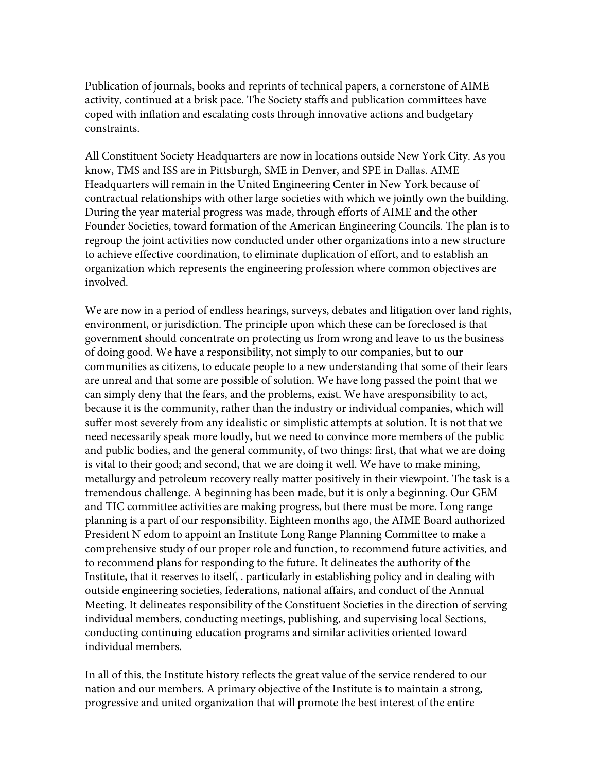Publication of journals, books and reprints of technical papers, a cornerstone of AIME activity, continued at a brisk pace. The Society staffs and publication committees have coped with inflation and escalating costs through innovative actions and budgetary constraints.

All Constituent Society Headquarters are now in locations outside New York City. As you know, TMS and ISS are in Pittsburgh, SME in Denver, and SPE in Dallas. AIME Headquarters will remain in the United Engineering Center in New York because of contractual relationships with other large societies with which we jointly own the building. During the year material progress was made, through efforts of AIME and the other Founder Societies, toward formation of the American Engineering Councils. The plan is to regroup the joint activities now conducted under other organizations into a new structure to achieve effective coordination, to eliminate duplication of effort, and to establish an organization which represents the engineering profession where common objectives are involved.

We are now in a period of endless hearings, surveys, debates and litigation over land rights, environment, or jurisdiction. The principle upon which these can be foreclosed is that government should concentrate on protecting us from wrong and leave to us the business of doing good. We have a responsibility, not simply to our companies, but to our communities as citizens, to educate people to a new understanding that some of their fears are unreal and that some are possible of solution. We have long passed the point that we can simply deny that the fears, and the problems, exist. We have aresponsibility to act, because it is the community, rather than the industry or individual companies, which will suffer most severely from any idealistic or simplistic attempts at solution. It is not that we need necessarily speak more loudly, but we need to convince more members of the public and public bodies, and the general community, of two things: first, that what we are doing is vital to their good; and second, that we are doing it well. We have to make mining, metallurgy and petroleum recovery really matter positively in their viewpoint. The task is a tremendous challenge. A beginning has been made, but it is only a beginning. Our GEM and TIC committee activities are making progress, but there must be more. Long range planning is a part of our responsibility. Eighteen months ago, the AIME Board authorized President N edom to appoint an Institute Long Range Planning Committee to make a comprehensive study of our proper role and function, to recommend future activities, and to recommend plans for responding to the future. It delineates the authority of the Institute, that it reserves to itself, . particularly in establishing policy and in dealing with outside engineering societies, federations, national affairs, and conduct of the Annual Meeting. It delineates responsibility of the Constituent Societies in the direction of serving individual members, conducting meetings, publishing, and supervising local Sections, conducting continuing education programs and similar activities oriented toward individual members.

In all of this, the Institute history reflects the great value of the service rendered to our nation and our members. A primary objective of the Institute is to maintain a strong, progressive and united organization that will promote the best interest of the entire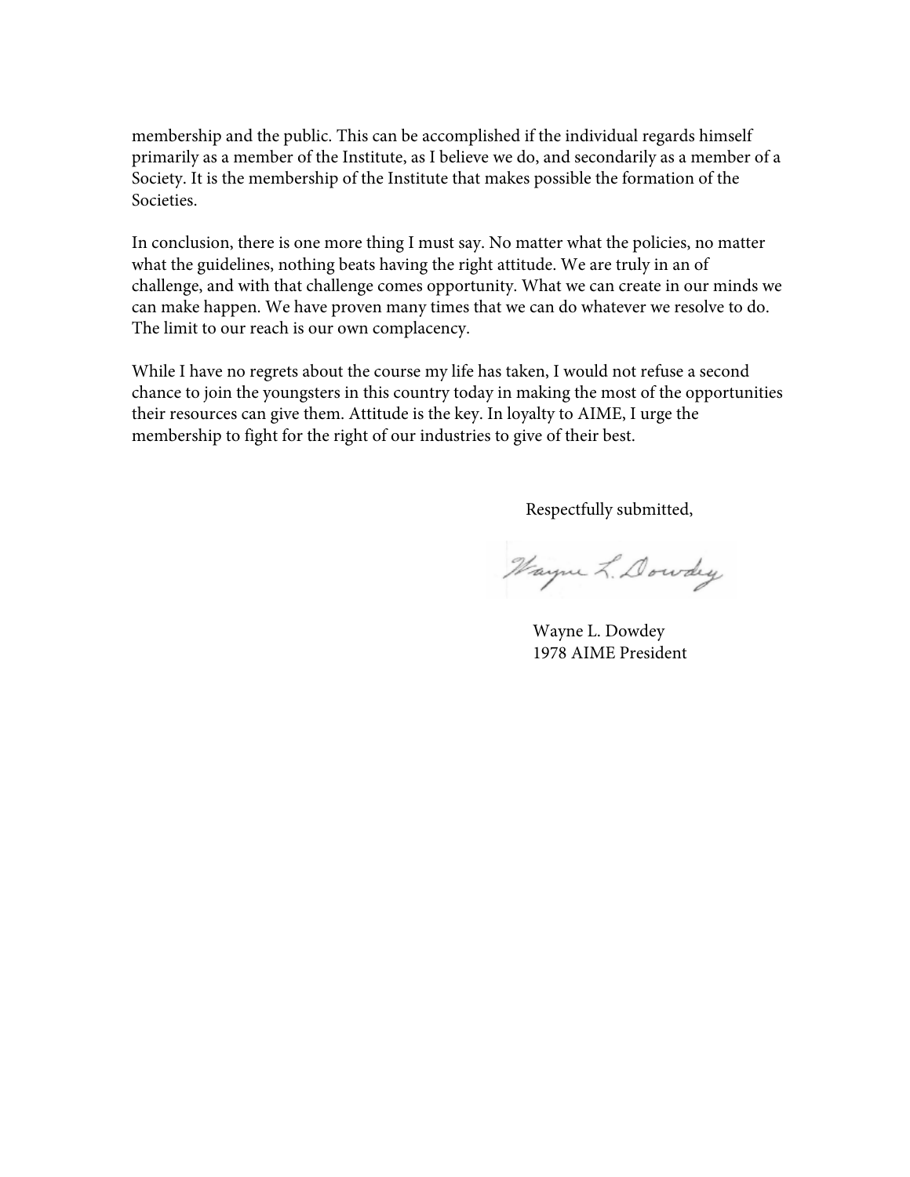membership and the public. This can be accomplished if the individual regards himself primarily as a member of the Institute, as I believe we do, and secondarily as a member of a Society. It is the membership of the Institute that makes possible the formation of the Societies.

In conclusion, there is one more thing I must say. No matter what the policies, no matter what the guidelines, nothing beats having the right attitude. We are truly in an of challenge, and with that challenge comes opportunity. What we can create in our minds we can make happen. We have proven many times that we can do whatever we resolve to do. The limit to our reach is our own complacency.

While I have no regrets about the course my life has taken, I would not refuse a second chance to join the youngsters in this country today in making the most of the opportunities their resources can give them. Attitude is the key. In loyalty to AIME, I urge the membership to fight for the right of our industries to give of their best.

Respectfully submitted,

Wayne L. Dowdey

Wayne L. Dowdey
1978 AIME President